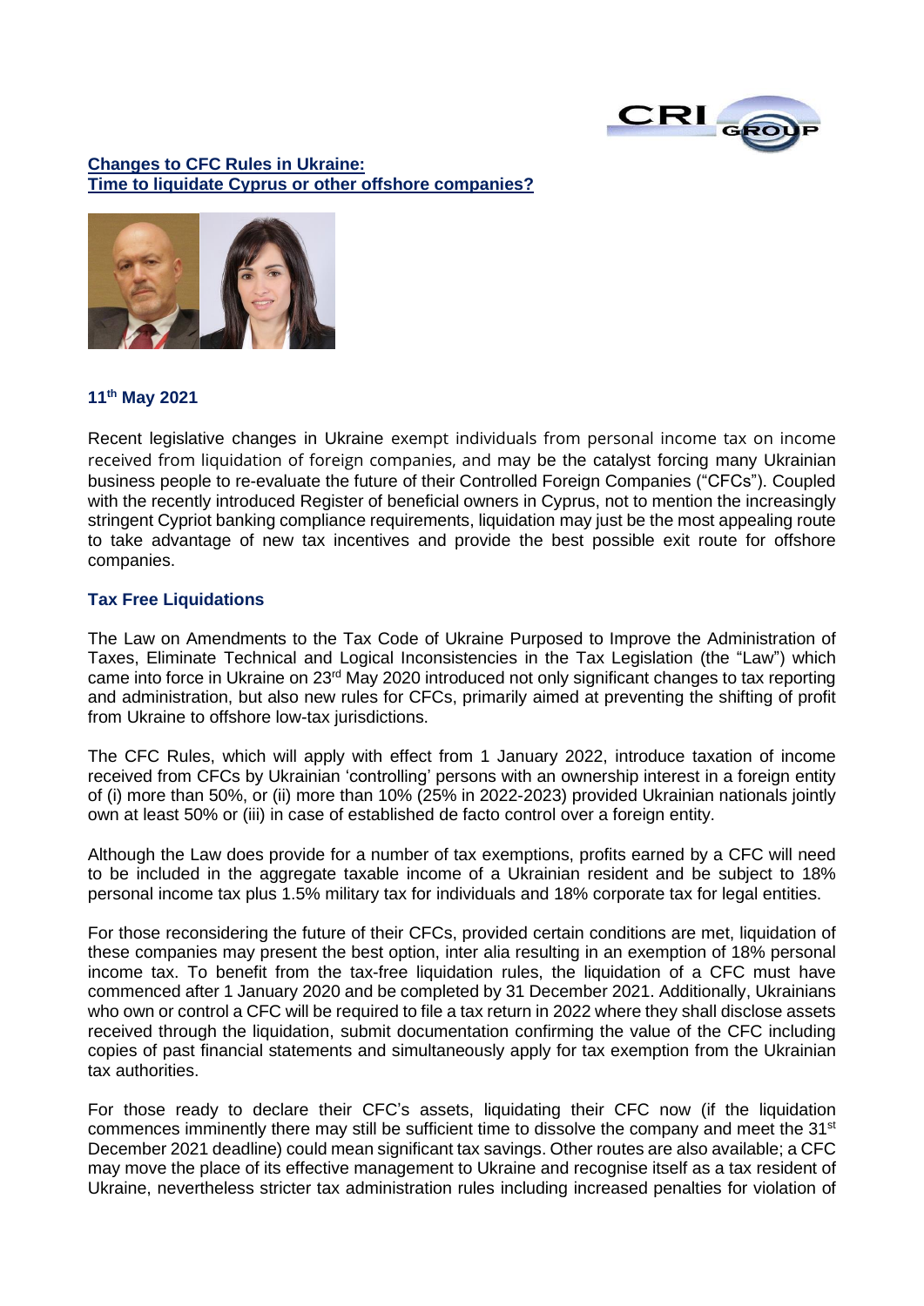## Changes to CFC Rules in Ukraine:
## Time to liquidate Cyprus or other offshore companies?

**11th May 2021**

Recent legislative changes in Ukraine exempt individuals from personal income tax on income received from liquidation of foreign companies, and may be the catalyst forcing many Ukrainian business people to re-evaluate the future of their Controlled Foreign Companies ("CFCs"). Coupled with the recently introduced Register of beneficial owners in Cyprus, not to mention the increasingly stringent Cypriot banking compliance requirements, liquidation may just be the most appealing route to take advantage of new tax incentives and provide the best possible exit route for offshore companies.

### Tax Free Liquidations

The Law on Amendments to the Tax Code of Ukraine Purposed to Improve the Administration of Taxes, Eliminate Technical and Logical Inconsistencies in the Tax Legislation (the "Law") which came into force in Ukraine on 23rd May 2020 introduced not only significant changes to tax reporting and administration, but also new rules for CFCs, primarily aimed at preventing the shifting of profit from Ukraine to offshore low-tax jurisdictions.

The CFC Rules, which will apply with effect from 1 January 2022, introduce taxation of income received from CFCs by Ukrainian 'controlling' persons with an ownership interest in a foreign entity of (i) more than 50%, or (ii) more than 10% (25% in 2022-2023) provided Ukrainian nationals jointly own at least 50% or (iii) in case of established de facto control over a foreign entity.

Although the Law does provide for a number of tax exemptions, profits earned by a CFC will need to be included in the aggregate taxable income of a Ukrainian resident and be subject to 18% personal income tax plus 1.5% military tax for individuals and 18% corporate tax for legal entities.

For those reconsidering the future of their CFCs, provided certain conditions are met, liquidation of these companies may present the best option, inter alia resulting in an exemption of 18% personal income tax. To benefit from the tax-free liquidation rules, the liquidation of a CFC must have commenced after 1 January 2020 and be completed by 31 December 2021. Additionally, Ukrainians who own or control a CFC will be required to file a tax return in 2022 where they shall disclose assets received through the liquidation, submit documentation confirming the value of the CFC including copies of past financial statements and simultaneously apply for tax exemption from the Ukrainian tax authorities.

For those ready to declare their CFC's assets, liquidating their CFC now (if the liquidation commences imminently there may still be sufficient time to dissolve the company and meet the 31st December 2021 deadline) could mean significant tax savings. Other routes are also available; a CFC may move the place of its effective management to Ukraine and recognise itself as a tax resident of Ukraine, nevertheless stricter tax administration rules including increased penalties for violation of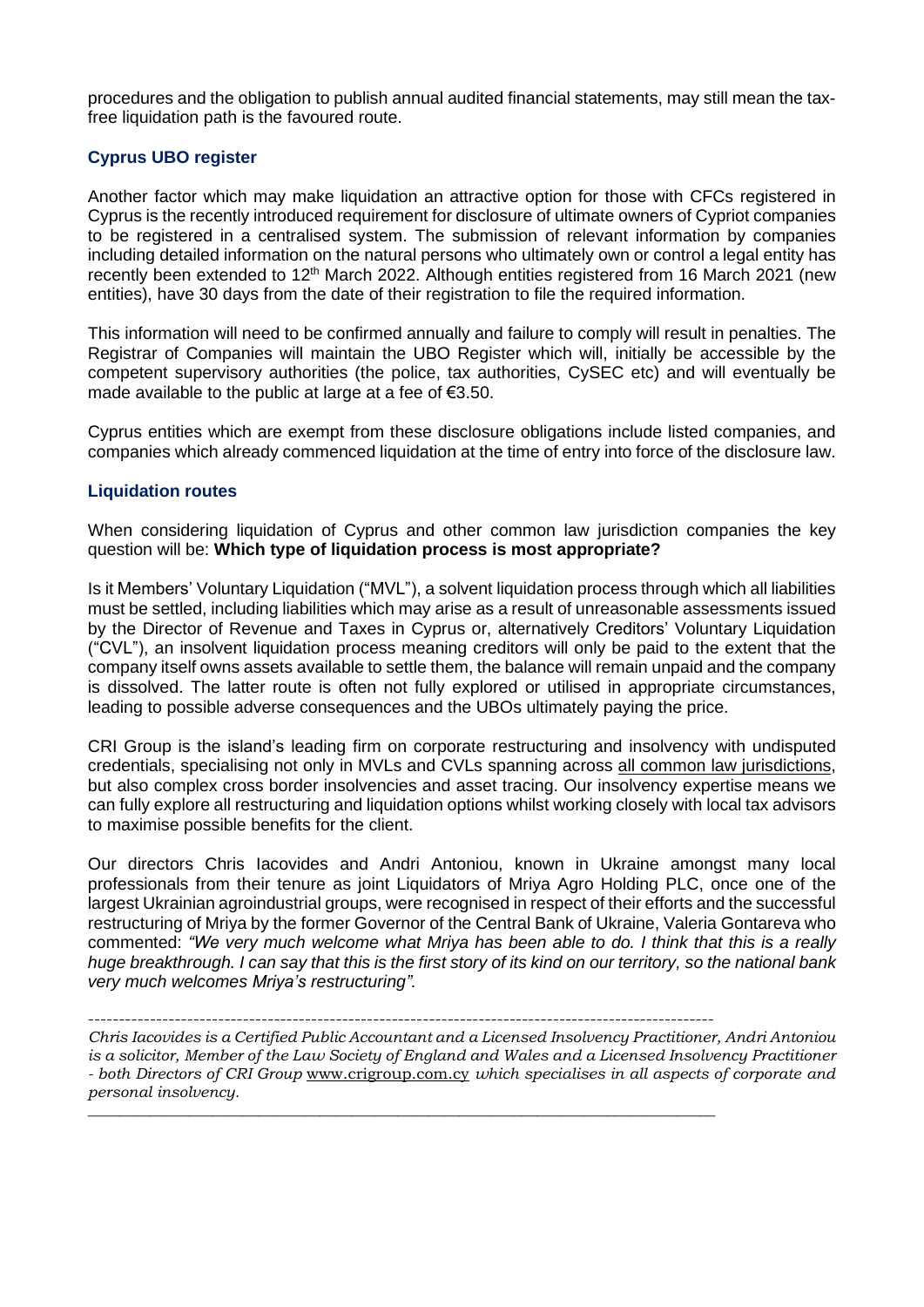procedures and the obligation to publish annual audited financial statements, may still mean the tax-free liquidation path is the favoured route.

### Cyprus UBO register

Another factor which may make liquidation an attractive option for those with CFCs registered in Cyprus is the recently introduced requirement for disclosure of ultimate owners of Cypriot companies to be registered in a centralised system. The submission of relevant information by companies including detailed information on the natural persons who ultimately own or control a legal entity has recently been extended to 12th March 2022. Although entities registered from 16 March 2021 (new entities), have 30 days from the date of their registration to file the required information.

This information will need to be confirmed annually and failure to comply will result in penalties. The Registrar of Companies will maintain the UBO Register which will, initially be accessible by the competent supervisory authorities (the police, tax authorities, CySEC etc) and will eventually be made available to the public at large at a fee of €3.50.

Cyprus entities which are exempt from these disclosure obligations include listed companies, and companies which already commenced liquidation at the time of entry into force of the disclosure law.

### Liquidation routes

When considering liquidation of Cyprus and other common law jurisdiction companies the key question will be: **Which type of liquidation process is most appropriate?**

Is it Members' Voluntary Liquidation ("MVL"), a solvent liquidation process through which all liabilities must be settled, including liabilities which may arise as a result of unreasonable assessments issued by the Director of Revenue and Taxes in Cyprus or, alternatively Creditors' Voluntary Liquidation ("CVL"), an insolvent liquidation process meaning creditors will only be paid to the extent that the company itself owns assets available to settle them, the balance will remain unpaid and the company is dissolved. The latter route is often not fully explored or utilised in appropriate circumstances, leading to possible adverse consequences and the UBOs ultimately paying the price.

CRI Group is the island's leading firm on corporate restructuring and insolvency with undisputed credentials, specialising not only in MVLs and CVLs spanning across all common law jurisdictions, but also complex cross border insolvencies and asset tracing. Our insolvency expertise means we can fully explore all restructuring and liquidation options whilst working closely with local tax advisors to maximise possible benefits for the client.

Our directors Chris Iacovides and Andri Antoniou, known in Ukraine amongst many local professionals from their tenure as joint Liquidators of Mriya Agro Holding PLC, once one of the largest Ukrainian agroindustrial groups, were recognised in respect of their efforts and the successful restructuring of Mriya by the former Governor of the Central Bank of Ukraine, Valeria Gontareva who commented: *"We very much welcome what Mriya has been able to do. I think that this is a really huge breakthrough. I can say that this is the first story of its kind on our territory, so the national bank very much welcomes Mriya's restructuring".*

---

*Chris Iacovides is a Certified Public Accountant and a Licensed Insolvency Practitioner, Andri Antoniou is a solicitor, Member of the Law Society of England and Wales and a Licensed Insolvency Practitioner - both Directors of CRI Group* www.crigroup.com.cy *which specialises in all aspects of corporate and personal insolvency.*

---